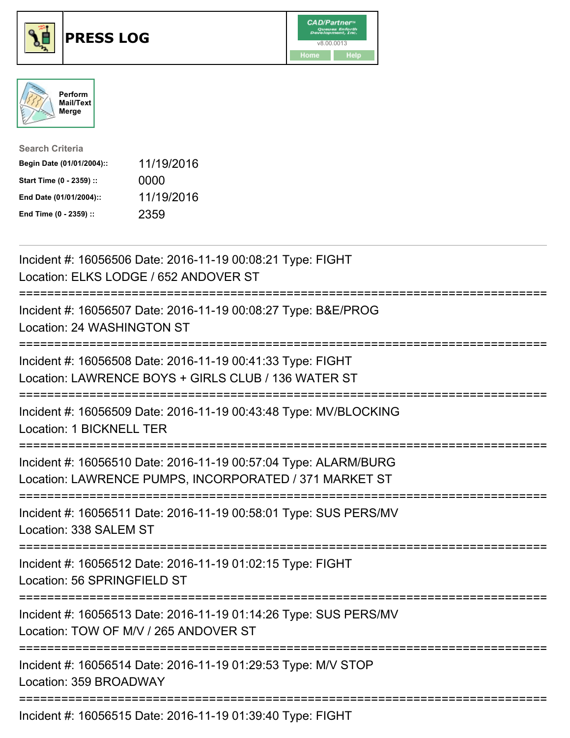# PRESS LOG

CAD/Partner™
Queues Enforth Development, Inc.
v8.00.0013

Home Help

Perform Mail/Text Merge

**Search Criteria**

| | |
|---|---|
| **Begin Date (01/01/2004)::** | 11/19/2016 |
| **Start Time (0 - 2359) ::** | 0000 |
| **End Date (01/01/2004)::** | 11/19/2016 |
| **End Time (0 - 2359) ::** | 2359 |

---

Incident #: 16056506 Date: 2016-11-19 00:08:21 Type: FIGHT
Location: ELKS LODGE / 652 ANDOVER ST

===========================================================================

Incident #: 16056507 Date: 2016-11-19 00:08:27 Type: B&E/PROG
Location: 24 WASHINGTON ST

===========================================================================

Incident #: 16056508 Date: 2016-11-19 00:41:33 Type: FIGHT
Location: LAWRENCE BOYS + GIRLS CLUB / 136 WATER ST

===========================================================================

Incident #: 16056509 Date: 2016-11-19 00:43:48 Type: MV/BLOCKING
Location: 1 BICKNELL TER

===========================================================================

Incident #: 16056510 Date: 2016-11-19 00:57:04 Type: ALARM/BURG
Location: LAWRENCE PUMPS, INCORPORATED / 371 MARKET ST

===========================================================================

Incident #: 16056511 Date: 2016-11-19 00:58:01 Type: SUS PERS/MV
Location: 338 SALEM ST

===========================================================================

Incident #: 16056512 Date: 2016-11-19 01:02:15 Type: FIGHT
Location: 56 SPRINGFIELD ST

===========================================================================

Incident #: 16056513 Date: 2016-11-19 01:14:26 Type: SUS PERS/MV
Location: TOW OF M/V / 265 ANDOVER ST

===========================================================================

Incident #: 16056514 Date: 2016-11-19 01:29:53 Type: M/V STOP
Location: 359 BROADWAY

===========================================================================

Incident #: 16056515 Date: 2016-11-19 01:39:40 Type: FIGHT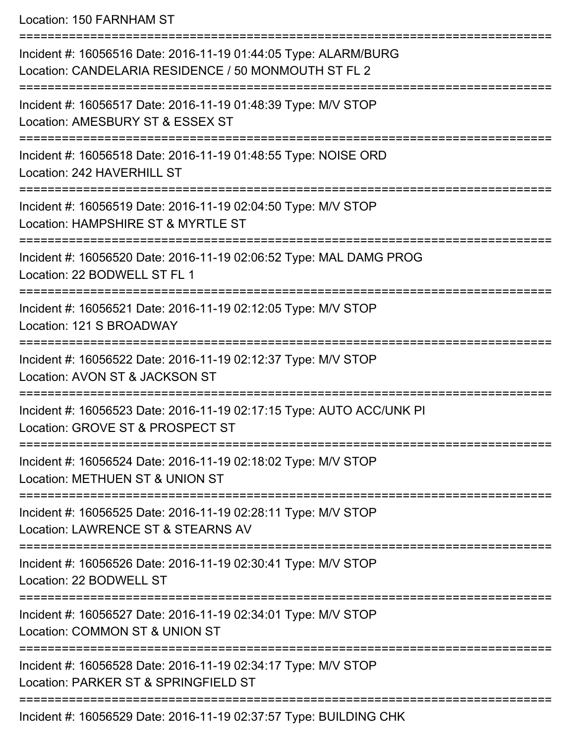Location: 150 FARNHAM ST

===========================================================================

Incident #: 16056516 Date: 2016-11-19 01:44:05 Type: ALARM/BURG
Location: CANDELARIA RESIDENCE / 50 MONMOUTH ST FL 2

===========================================================================

Incident #: 16056517 Date: 2016-11-19 01:48:39 Type: M/V STOP
Location: AMESBURY ST & ESSEX ST

===========================================================================

Incident #: 16056518 Date: 2016-11-19 01:48:55 Type: NOISE ORD
Location: 242 HAVERHILL ST

===========================================================================

Incident #: 16056519 Date: 2016-11-19 02:04:50 Type: M/V STOP
Location: HAMPSHIRE ST & MYRTLE ST

===========================================================================

Incident #: 16056520 Date: 2016-11-19 02:06:52 Type: MAL DAMG PROG
Location: 22 BODWELL ST FL 1

===========================================================================

Incident #: 16056521 Date: 2016-11-19 02:12:05 Type: M/V STOP
Location: 121 S BROADWAY

===========================================================================

Incident #: 16056522 Date: 2016-11-19 02:12:37 Type: M/V STOP
Location: AVON ST & JACKSON ST

===========================================================================

Incident #: 16056523 Date: 2016-11-19 02:17:15 Type: AUTO ACC/UNK PI
Location: GROVE ST & PROSPECT ST

===========================================================================

Incident #: 16056524 Date: 2016-11-19 02:18:02 Type: M/V STOP
Location: METHUEN ST & UNION ST

===========================================================================

Incident #: 16056525 Date: 2016-11-19 02:28:11 Type: M/V STOP
Location: LAWRENCE ST & STEARNS AV

===========================================================================

Incident #: 16056526 Date: 2016-11-19 02:30:41 Type: M/V STOP
Location: 22 BODWELL ST

===========================================================================

Incident #: 16056527 Date: 2016-11-19 02:34:01 Type: M/V STOP
Location: COMMON ST & UNION ST

===========================================================================

Incident #: 16056528 Date: 2016-11-19 02:34:17 Type: M/V STOP
Location: PARKER ST & SPRINGFIELD ST

===========================================================================

Incident #: 16056529 Date: 2016-11-19 02:37:57 Type: BUILDING CHK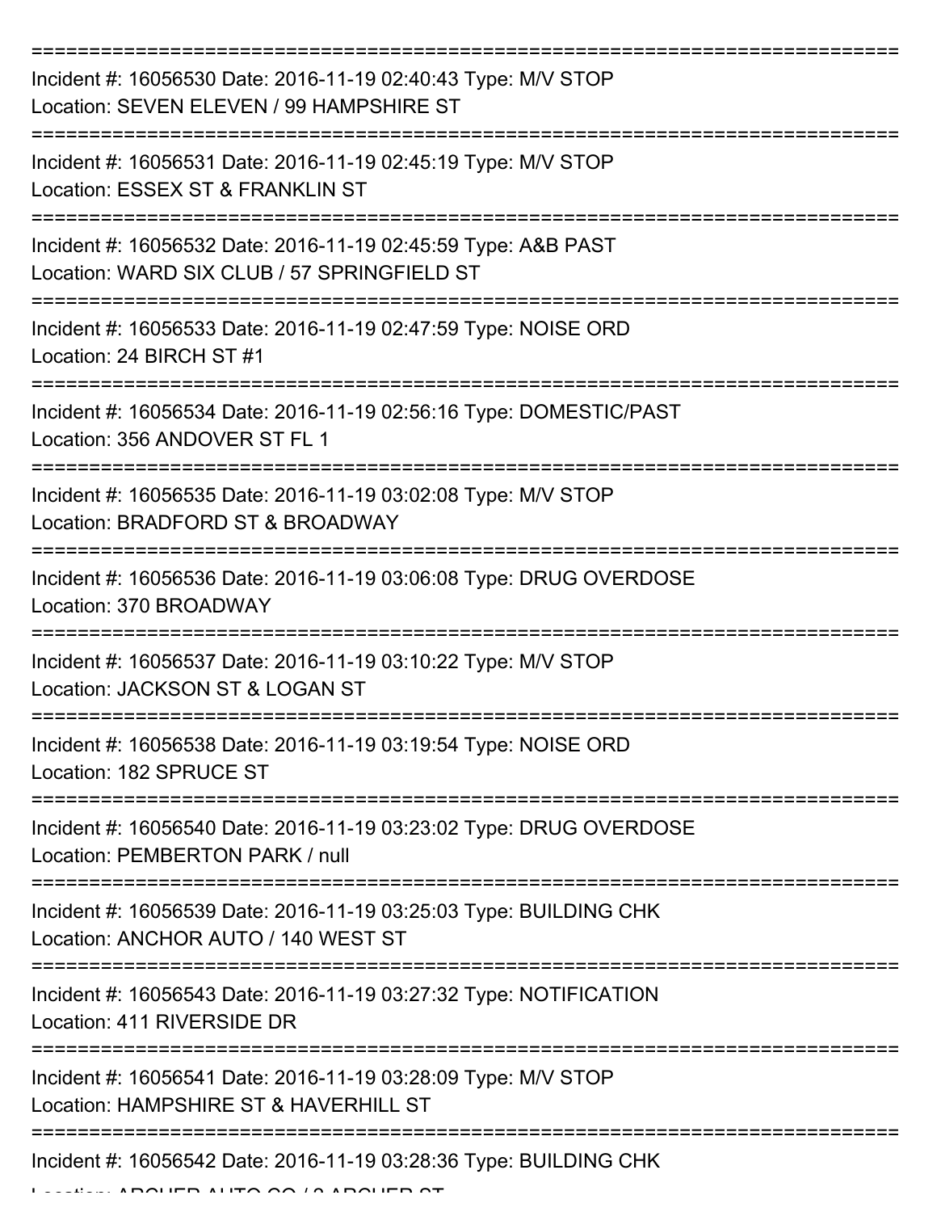===========================================================================

Incident #: 16056530 Date: 2016-11-19 02:40:43 Type: M/V STOP

Location: SEVEN ELEVEN / 99 HAMPSHIRE ST

===========================================================================

Incident #: 16056531 Date: 2016-11-19 02:45:19 Type: M/V STOP

Location: ESSEX ST & FRANKLIN ST

===========================================================================

Incident #: 16056532 Date: 2016-11-19 02:45:59 Type: A&B PAST

Location: WARD SIX CLUB / 57 SPRINGFIELD ST

===========================================================================

Incident #: 16056533 Date: 2016-11-19 02:47:59 Type: NOISE ORD

Location: 24 BIRCH ST #1

===========================================================================

Incident #: 16056534 Date: 2016-11-19 02:56:16 Type: DOMESTIC/PAST

Location: 356 ANDOVER ST FL 1

===========================================================================

Incident #: 16056535 Date: 2016-11-19 03:02:08 Type: M/V STOP

Location: BRADFORD ST & BROADWAY

===========================================================================

Incident #: 16056536 Date: 2016-11-19 03:06:08 Type: DRUG OVERDOSE

Location: 370 BROADWAY

===========================================================================

Incident #: 16056537 Date: 2016-11-19 03:10:22 Type: M/V STOP

Location: JACKSON ST & LOGAN ST

===========================================================================

Incident #: 16056538 Date: 2016-11-19 03:19:54 Type: NOISE ORD

Location: 182 SPRUCE ST

===========================================================================

Incident #: 16056540 Date: 2016-11-19 03:23:02 Type: DRUG OVERDOSE

Location: PEMBERTON PARK / null

===========================================================================

Incident #: 16056539 Date: 2016-11-19 03:25:03 Type: BUILDING CHK

Location: ANCHOR AUTO / 140 WEST ST

===========================================================================

Incident #: 16056543 Date: 2016-11-19 03:27:32 Type: NOTIFICATION

Location: 411 RIVERSIDE DR

===========================================================================

Incident #: 16056541 Date: 2016-11-19 03:28:09 Type: M/V STOP

Location: HAMPSHIRE ST & HAVERHILL ST

===========================================================================

Incident #: 16056542 Date: 2016-11-19 03:28:36 Type: BUILDING CHK

Location: ARCHER AUTO CO / 2 ARCHER ST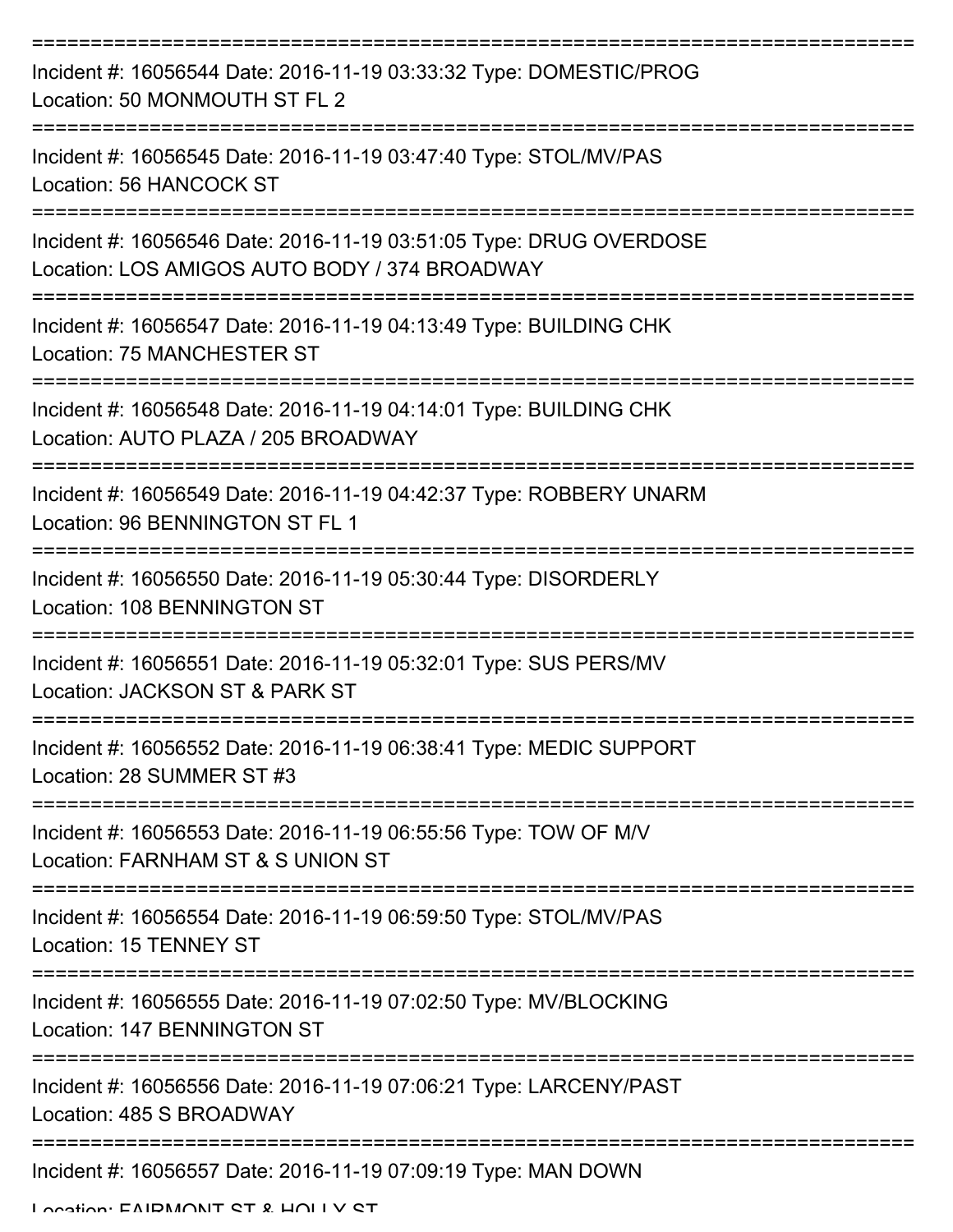===========================================================================

Incident #: 16056544 Date: 2016-11-19 03:33:32 Type: DOMESTIC/PROG
Location: 50 MONMOUTH ST FL 2

===========================================================================

Incident #: 16056545 Date: 2016-11-19 03:47:40 Type: STOL/MV/PAS
Location: 56 HANCOCK ST

===========================================================================

Incident #: 16056546 Date: 2016-11-19 03:51:05 Type: DRUG OVERDOSE
Location: LOS AMIGOS AUTO BODY / 374 BROADWAY

===========================================================================

Incident #: 16056547 Date: 2016-11-19 04:13:49 Type: BUILDING CHK
Location: 75 MANCHESTER ST

===========================================================================

Incident #: 16056548 Date: 2016-11-19 04:14:01 Type: BUILDING CHK
Location: AUTO PLAZA / 205 BROADWAY

===========================================================================

Incident #: 16056549 Date: 2016-11-19 04:42:37 Type: ROBBERY UNARM
Location: 96 BENNINGTON ST FL 1

===========================================================================

Incident #: 16056550 Date: 2016-11-19 05:30:44 Type: DISORDERLY
Location: 108 BENNINGTON ST

===========================================================================

Incident #: 16056551 Date: 2016-11-19 05:32:01 Type: SUS PERS/MV
Location: JACKSON ST & PARK ST

===========================================================================

Incident #: 16056552 Date: 2016-11-19 06:38:41 Type: MEDIC SUPPORT
Location: 28 SUMMER ST #3

===========================================================================

Incident #: 16056553 Date: 2016-11-19 06:55:56 Type: TOW OF M/V
Location: FARNHAM ST & S UNION ST

===========================================================================

Incident #: 16056554 Date: 2016-11-19 06:59:50 Type: STOL/MV/PAS
Location: 15 TENNEY ST

===========================================================================

Incident #: 16056555 Date: 2016-11-19 07:02:50 Type: MV/BLOCKING
Location: 147 BENNINGTON ST

===========================================================================

Incident #: 16056556 Date: 2016-11-19 07:06:21 Type: LARCENY/PAST
Location: 485 S BROADWAY

===========================================================================

Incident #: 16056557 Date: 2016-11-19 07:09:19 Type: MAN DOWN
Location: FAIRMONT ST & HOLLY ST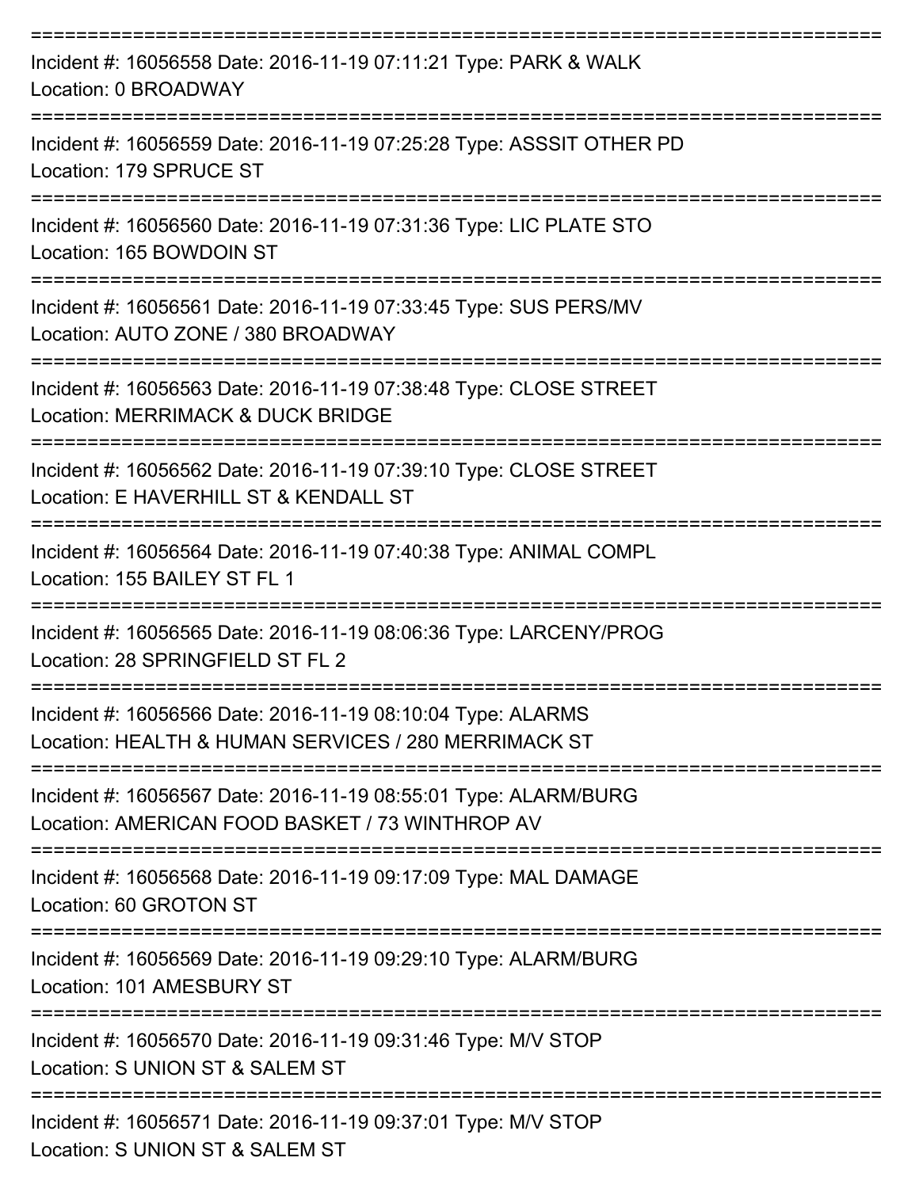===========================================================================

Incident #: 16056558 Date: 2016-11-19 07:11:21 Type: PARK & WALK
Location: 0 BROADWAY

===========================================================================

Incident #: 16056559 Date: 2016-11-19 07:25:28 Type: ASSSIT OTHER PD
Location: 179 SPRUCE ST

===========================================================================

Incident #: 16056560 Date: 2016-11-19 07:31:36 Type: LIC PLATE STO
Location: 165 BOWDOIN ST

===========================================================================

Incident #: 16056561 Date: 2016-11-19 07:33:45 Type: SUS PERS/MV
Location: AUTO ZONE / 380 BROADWAY

===========================================================================

Incident #: 16056563 Date: 2016-11-19 07:38:48 Type: CLOSE STREET
Location: MERRIMACK & DUCK BRIDGE

===========================================================================

Incident #: 16056562 Date: 2016-11-19 07:39:10 Type: CLOSE STREET
Location: E HAVERHILL ST & KENDALL ST

===========================================================================

Incident #: 16056564 Date: 2016-11-19 07:40:38 Type: ANIMAL COMPL
Location: 155 BAILEY ST FL 1

===========================================================================

Incident #: 16056565 Date: 2016-11-19 08:06:36 Type: LARCENY/PROG
Location: 28 SPRINGFIELD ST FL 2

===========================================================================

Incident #: 16056566 Date: 2016-11-19 08:10:04 Type: ALARMS
Location: HEALTH & HUMAN SERVICES / 280 MERRIMACK ST

===========================================================================

Incident #: 16056567 Date: 2016-11-19 08:55:01 Type: ALARM/BURG
Location: AMERICAN FOOD BASKET / 73 WINTHROP AV

===========================================================================

Incident #: 16056568 Date: 2016-11-19 09:17:09 Type: MAL DAMAGE
Location: 60 GROTON ST

===========================================================================

Incident #: 16056569 Date: 2016-11-19 09:29:10 Type: ALARM/BURG
Location: 101 AMESBURY ST

===========================================================================

Incident #: 16056570 Date: 2016-11-19 09:31:46 Type: M/V STOP
Location: S UNION ST & SALEM ST

===========================================================================

Incident #: 16056571 Date: 2016-11-19 09:37:01 Type: M/V STOP
Location: S UNION ST & SALEM ST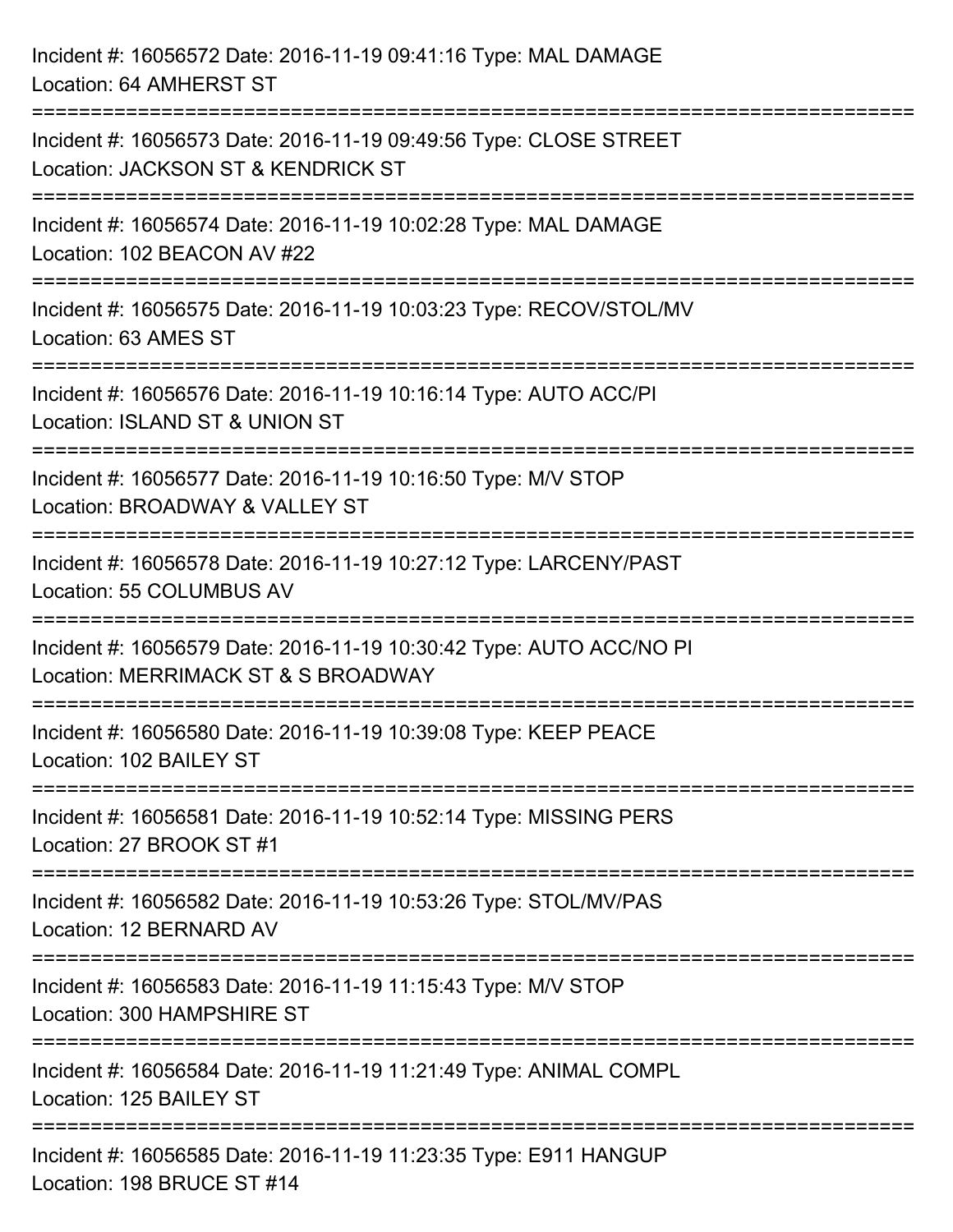Incident #: 16056572 Date: 2016-11-19 09:41:16 Type: MAL DAMAGE
Location: 64 AMHERST ST

===========================================================================

Incident #: 16056573 Date: 2016-11-19 09:49:56 Type: CLOSE STREET
Location: JACKSON ST & KENDRICK ST

===========================================================================

Incident #: 16056574 Date: 2016-11-19 10:02:28 Type: MAL DAMAGE
Location: 102 BEACON AV #22

===========================================================================

Incident #: 16056575 Date: 2016-11-19 10:03:23 Type: RECOV/STOL/MV
Location: 63 AMES ST

===========================================================================

Incident #: 16056576 Date: 2016-11-19 10:16:14 Type: AUTO ACC/PI
Location: ISLAND ST & UNION ST

===========================================================================

Incident #: 16056577 Date: 2016-11-19 10:16:50 Type: M/V STOP
Location: BROADWAY & VALLEY ST

===========================================================================

Incident #: 16056578 Date: 2016-11-19 10:27:12 Type: LARCENY/PAST
Location: 55 COLUMBUS AV

===========================================================================

Incident #: 16056579 Date: 2016-11-19 10:30:42 Type: AUTO ACC/NO PI
Location: MERRIMACK ST & S BROADWAY

===========================================================================

Incident #: 16056580 Date: 2016-11-19 10:39:08 Type: KEEP PEACE
Location: 102 BAILEY ST

===========================================================================

Incident #: 16056581 Date: 2016-11-19 10:52:14 Type: MISSING PERS
Location: 27 BROOK ST #1

===========================================================================

Incident #: 16056582 Date: 2016-11-19 10:53:26 Type: STOL/MV/PAS
Location: 12 BERNARD AV

===========================================================================

Incident #: 16056583 Date: 2016-11-19 11:15:43 Type: M/V STOP
Location: 300 HAMPSHIRE ST

===========================================================================

Incident #: 16056584 Date: 2016-11-19 11:21:49 Type: ANIMAL COMPL
Location: 125 BAILEY ST

===========================================================================

Incident #: 16056585 Date: 2016-11-19 11:23:35 Type: E911 HANGUP
Location: 198 BRUCE ST #14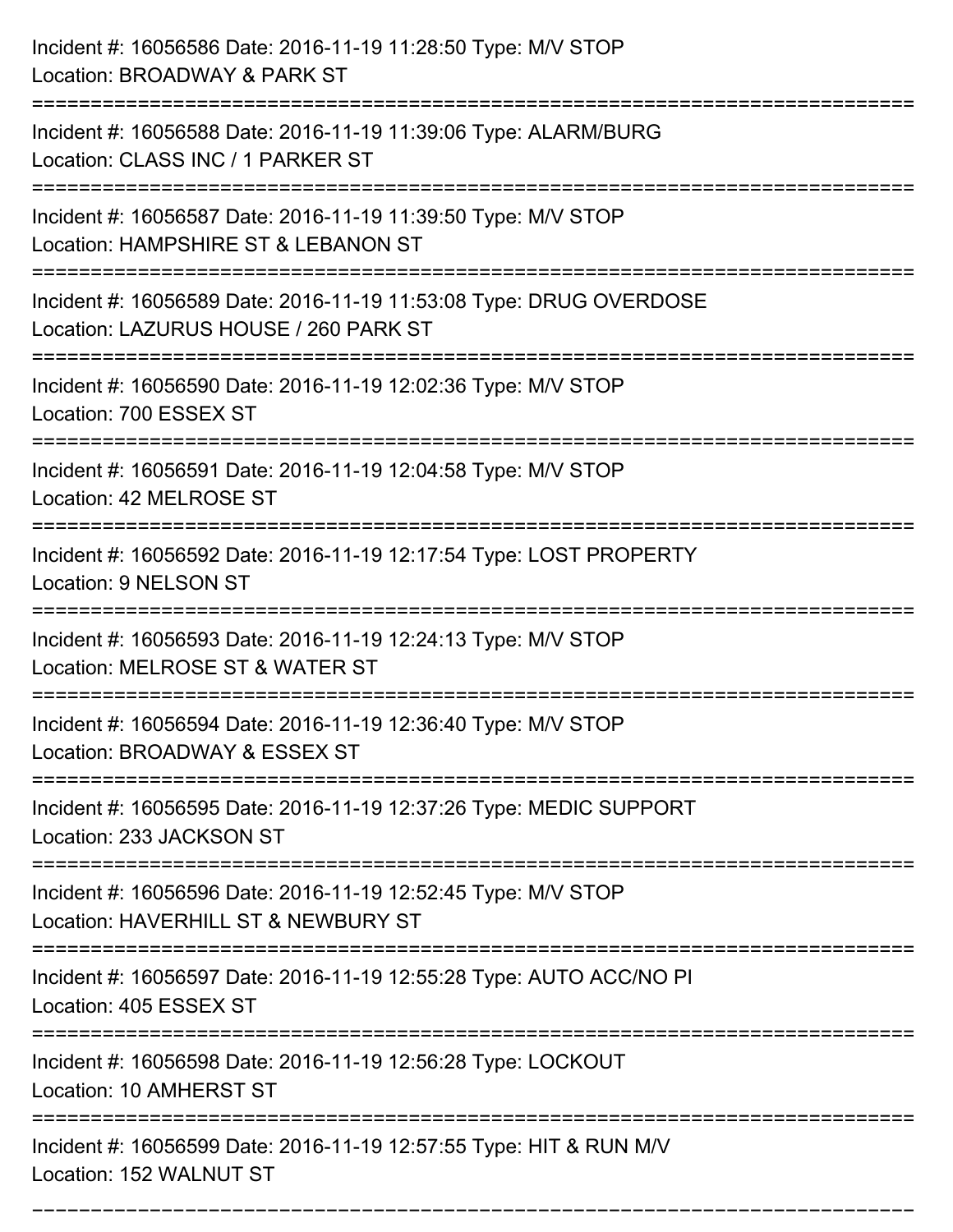Incident #: 16056586 Date: 2016-11-19 11:28:50 Type: M/V STOP
Location: BROADWAY & PARK ST

===========================================================================

Incident #: 16056588 Date: 2016-11-19 11:39:06 Type: ALARM/BURG
Location: CLASS INC / 1 PARKER ST

===========================================================================

Incident #: 16056587 Date: 2016-11-19 11:39:50 Type: M/V STOP
Location: HAMPSHIRE ST & LEBANON ST

===========================================================================

Incident #: 16056589 Date: 2016-11-19 11:53:08 Type: DRUG OVERDOSE
Location: LAZURUS HOUSE / 260 PARK ST

===========================================================================

Incident #: 16056590 Date: 2016-11-19 12:02:36 Type: M/V STOP
Location: 700 ESSEX ST

===========================================================================

Incident #: 16056591 Date: 2016-11-19 12:04:58 Type: M/V STOP
Location: 42 MELROSE ST

===========================================================================

Incident #: 16056592 Date: 2016-11-19 12:17:54 Type: LOST PROPERTY
Location: 9 NELSON ST

===========================================================================

Incident #: 16056593 Date: 2016-11-19 12:24:13 Type: M/V STOP
Location: MELROSE ST & WATER ST

===========================================================================

Incident #: 16056594 Date: 2016-11-19 12:36:40 Type: M/V STOP
Location: BROADWAY & ESSEX ST

===========================================================================

Incident #: 16056595 Date: 2016-11-19 12:37:26 Type: MEDIC SUPPORT
Location: 233 JACKSON ST

===========================================================================

Incident #: 16056596 Date: 2016-11-19 12:52:45 Type: M/V STOP
Location: HAVERHILL ST & NEWBURY ST

===========================================================================

Incident #: 16056597 Date: 2016-11-19 12:55:28 Type: AUTO ACC/NO PI
Location: 405 ESSEX ST

===========================================================================

Incident #: 16056598 Date: 2016-11-19 12:56:28 Type: LOCKOUT
Location: 10 AMHERST ST

===========================================================================

Incident #: 16056599 Date: 2016-11-19 12:57:55 Type: HIT & RUN M/V
Location: 152 WALNUT ST

===========================================================================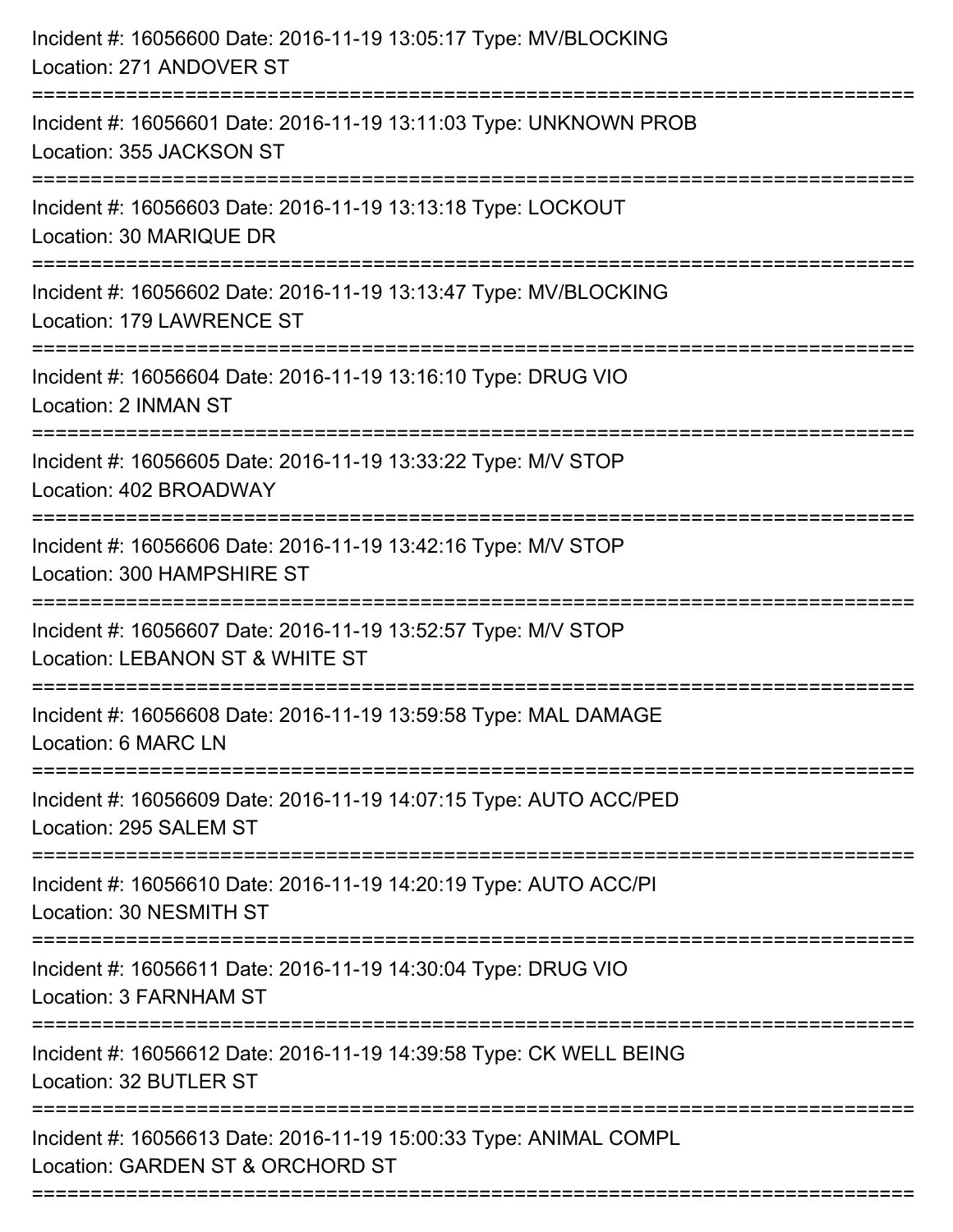Incident #: 16056600 Date: 2016-11-19 13:05:17 Type: MV/BLOCKING
Location: 271 ANDOVER ST

===========================================================================

Incident #: 16056601 Date: 2016-11-19 13:11:03 Type: UNKNOWN PROB
Location: 355 JACKSON ST

===========================================================================

Incident #: 16056603 Date: 2016-11-19 13:13:18 Type: LOCKOUT
Location: 30 MARIQUE DR

===========================================================================

Incident #: 16056602 Date: 2016-11-19 13:13:47 Type: MV/BLOCKING
Location: 179 LAWRENCE ST

===========================================================================

Incident #: 16056604 Date: 2016-11-19 13:16:10 Type: DRUG VIO
Location: 2 INMAN ST

===========================================================================

Incident #: 16056605 Date: 2016-11-19 13:33:22 Type: M/V STOP
Location: 402 BROADWAY

===========================================================================

Incident #: 16056606 Date: 2016-11-19 13:42:16 Type: M/V STOP
Location: 300 HAMPSHIRE ST

===========================================================================

Incident #: 16056607 Date: 2016-11-19 13:52:57 Type: M/V STOP
Location: LEBANON ST & WHITE ST

===========================================================================

Incident #: 16056608 Date: 2016-11-19 13:59:58 Type: MAL DAMAGE
Location: 6 MARC LN

===========================================================================

Incident #: 16056609 Date: 2016-11-19 14:07:15 Type: AUTO ACC/PED
Location: 295 SALEM ST

===========================================================================

Incident #: 16056610 Date: 2016-11-19 14:20:19 Type: AUTO ACC/PI
Location: 30 NESMITH ST

===========================================================================

Incident #: 16056611 Date: 2016-11-19 14:30:04 Type: DRUG VIO
Location: 3 FARNHAM ST

===========================================================================

Incident #: 16056612 Date: 2016-11-19 14:39:58 Type: CK WELL BEING
Location: 32 BUTLER ST

===========================================================================

Incident #: 16056613 Date: 2016-11-19 15:00:33 Type: ANIMAL COMPL
Location: GARDEN ST & ORCHORD ST

===========================================================================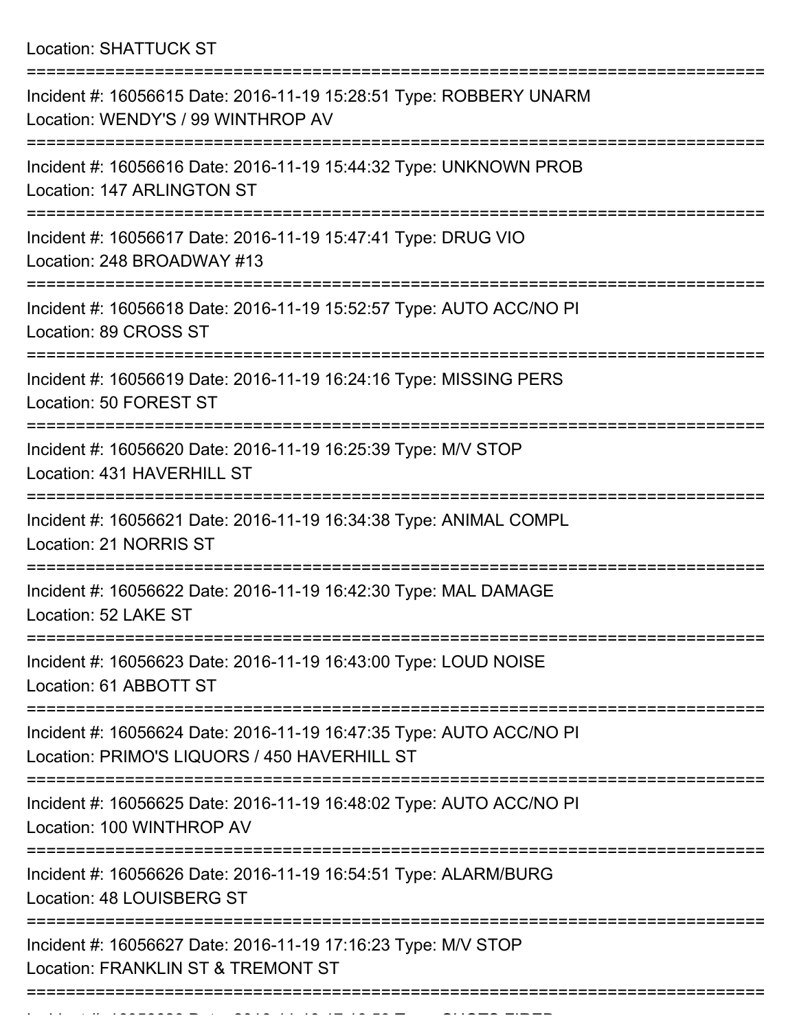Location: SHATTUCK ST

===========================================================================

Incident #: 16056615 Date: 2016-11-19 15:28:51 Type: ROBBERY UNARM
Location: WENDY'S / 99 WINTHROP AV

===========================================================================

Incident #: 16056616 Date: 2016-11-19 15:44:32 Type: UNKNOWN PROB
Location: 147 ARLINGTON ST

===========================================================================

Incident #: 16056617 Date: 2016-11-19 15:47:41 Type: DRUG VIO
Location: 248 BROADWAY #13

===========================================================================

Incident #: 16056618 Date: 2016-11-19 15:52:57 Type: AUTO ACC/NO PI
Location: 89 CROSS ST

===========================================================================

Incident #: 16056619 Date: 2016-11-19 16:24:16 Type: MISSING PERS
Location: 50 FOREST ST

===========================================================================

Incident #: 16056620 Date: 2016-11-19 16:25:39 Type: M/V STOP
Location: 431 HAVERHILL ST

===========================================================================

Incident #: 16056621 Date: 2016-11-19 16:34:38 Type: ANIMAL COMPL
Location: 21 NORRIS ST

===========================================================================

Incident #: 16056622 Date: 2016-11-19 16:42:30 Type: MAL DAMAGE
Location: 52 LAKE ST

===========================================================================

Incident #: 16056623 Date: 2016-11-19 16:43:00 Type: LOUD NOISE
Location: 61 ABBOTT ST

===========================================================================

Incident #: 16056624 Date: 2016-11-19 16:47:35 Type: AUTO ACC/NO PI
Location: PRIMO'S LIQUORS / 450 HAVERHILL ST

===========================================================================

Incident #: 16056625 Date: 2016-11-19 16:48:02 Type: AUTO ACC/NO PI
Location: 100 WINTHROP AV

===========================================================================

Incident #: 16056626 Date: 2016-11-19 16:54:51 Type: ALARM/BURG
Location: 48 LOUISBERG ST

===========================================================================

Incident #: 16056627 Date: 2016-11-19 17:16:23 Type: M/V STOP
Location: FRANKLIN ST & TREMONT ST

===========================================================================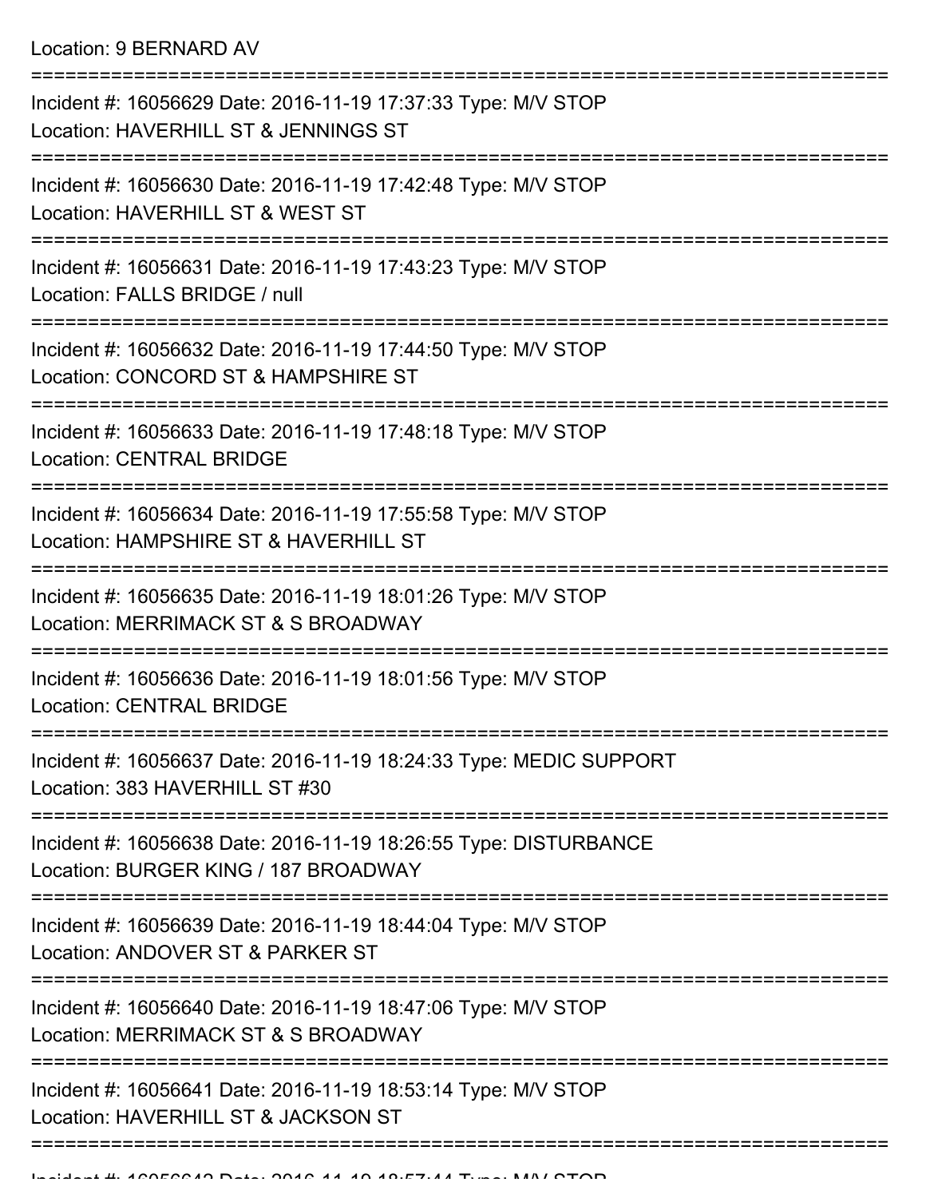Location: 9 BERNARD AV

===========================================================================

Incident #: 16056629 Date: 2016-11-19 17:37:33 Type: M/V STOP
Location: HAVERHILL ST & JENNINGS ST

===========================================================================

Incident #: 16056630 Date: 2016-11-19 17:42:48 Type: M/V STOP
Location: HAVERHILL ST & WEST ST

===========================================================================

Incident #: 16056631 Date: 2016-11-19 17:43:23 Type: M/V STOP
Location: FALLS BRIDGE / null

===========================================================================

Incident #: 16056632 Date: 2016-11-19 17:44:50 Type: M/V STOP
Location: CONCORD ST & HAMPSHIRE ST

===========================================================================

Incident #: 16056633 Date: 2016-11-19 17:48:18 Type: M/V STOP
Location: CENTRAL BRIDGE

===========================================================================

Incident #: 16056634 Date: 2016-11-19 17:55:58 Type: M/V STOP
Location: HAMPSHIRE ST & HAVERHILL ST

===========================================================================

Incident #: 16056635 Date: 2016-11-19 18:01:26 Type: M/V STOP
Location: MERRIMACK ST & S BROADWAY

===========================================================================

Incident #: 16056636 Date: 2016-11-19 18:01:56 Type: M/V STOP
Location: CENTRAL BRIDGE

===========================================================================

Incident #: 16056637 Date: 2016-11-19 18:24:33 Type: MEDIC SUPPORT
Location: 383 HAVERHILL ST #30

===========================================================================

Incident #: 16056638 Date: 2016-11-19 18:26:55 Type: DISTURBANCE
Location: BURGER KING / 187 BROADWAY

===========================================================================

Incident #: 16056639 Date: 2016-11-19 18:44:04 Type: M/V STOP
Location: ANDOVER ST & PARKER ST

===========================================================================

Incident #: 16056640 Date: 2016-11-19 18:47:06 Type: M/V STOP
Location: MERRIMACK ST & S BROADWAY

===========================================================================

Incident #: 16056641 Date: 2016-11-19 18:53:14 Type: M/V STOP
Location: HAVERHILL ST & JACKSON ST

===========================================================================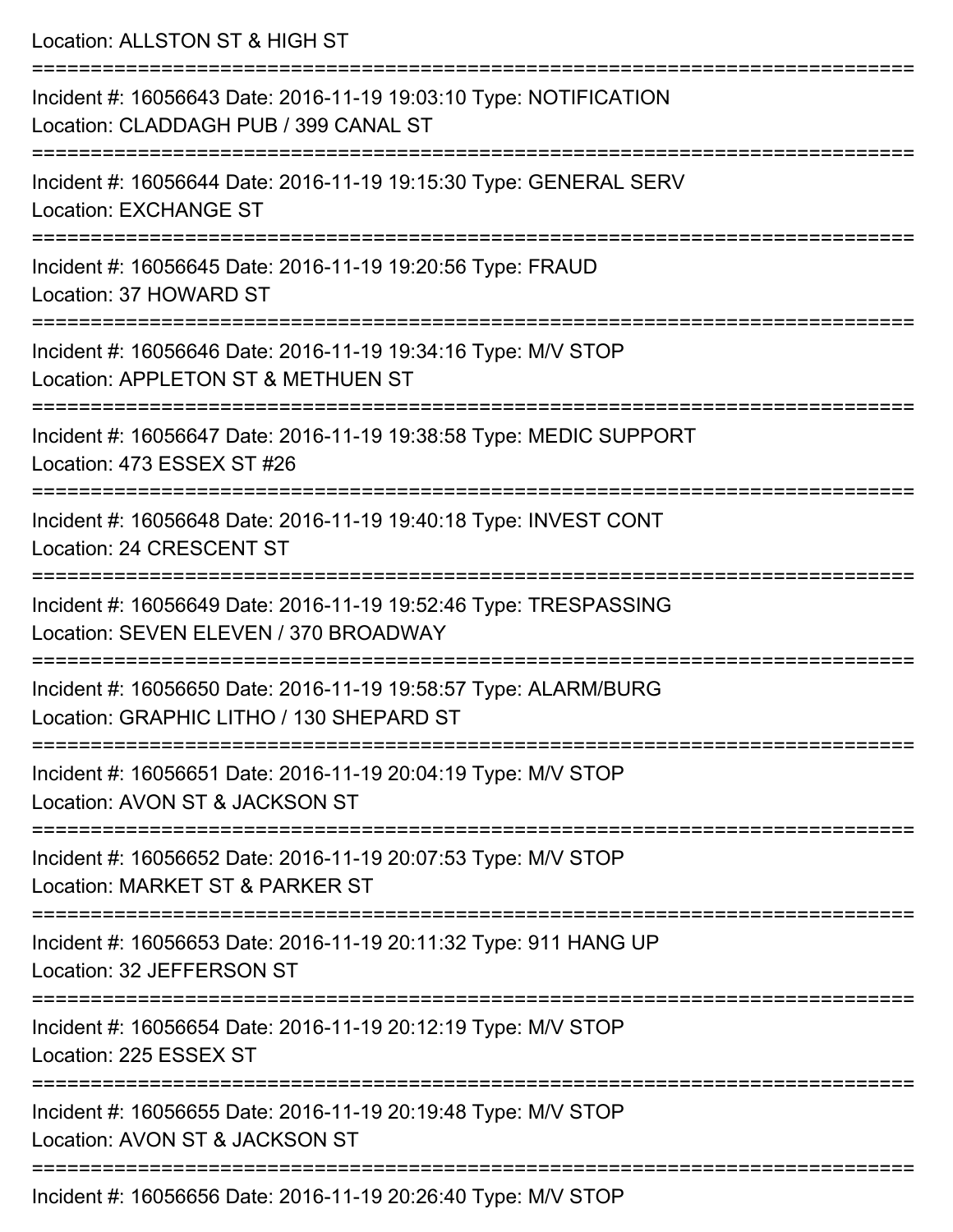Location: ALLSTON ST & HIGH ST

===========================================================================

Incident #: 16056643 Date: 2016-11-19 19:03:10 Type: NOTIFICATION
Location: CLADDAGH PUB / 399 CANAL ST

===========================================================================

Incident #: 16056644 Date: 2016-11-19 19:15:30 Type: GENERAL SERV
Location: EXCHANGE ST

===========================================================================

Incident #: 16056645 Date: 2016-11-19 19:20:56 Type: FRAUD
Location: 37 HOWARD ST

===========================================================================

Incident #: 16056646 Date: 2016-11-19 19:34:16 Type: M/V STOP
Location: APPLETON ST & METHUEN ST

===========================================================================

Incident #: 16056647 Date: 2016-11-19 19:38:58 Type: MEDIC SUPPORT
Location: 473 ESSEX ST #26

===========================================================================

Incident #: 16056648 Date: 2016-11-19 19:40:18 Type: INVEST CONT
Location: 24 CRESCENT ST

===========================================================================

Incident #: 16056649 Date: 2016-11-19 19:52:46 Type: TRESPASSING
Location: SEVEN ELEVEN / 370 BROADWAY

===========================================================================

Incident #: 16056650 Date: 2016-11-19 19:58:57 Type: ALARM/BURG
Location: GRAPHIC LITHO / 130 SHEPARD ST

===========================================================================

Incident #: 16056651 Date: 2016-11-19 20:04:19 Type: M/V STOP
Location: AVON ST & JACKSON ST

===========================================================================

Incident #: 16056652 Date: 2016-11-19 20:07:53 Type: M/V STOP
Location: MARKET ST & PARKER ST

===========================================================================

Incident #: 16056653 Date: 2016-11-19 20:11:32 Type: 911 HANG UP
Location: 32 JEFFERSON ST

===========================================================================

Incident #: 16056654 Date: 2016-11-19 20:12:19 Type: M/V STOP
Location: 225 ESSEX ST

===========================================================================

Incident #: 16056655 Date: 2016-11-19 20:19:48 Type: M/V STOP
Location: AVON ST & JACKSON ST

===========================================================================

Incident #: 16056656 Date: 2016-11-19 20:26:40 Type: M/V STOP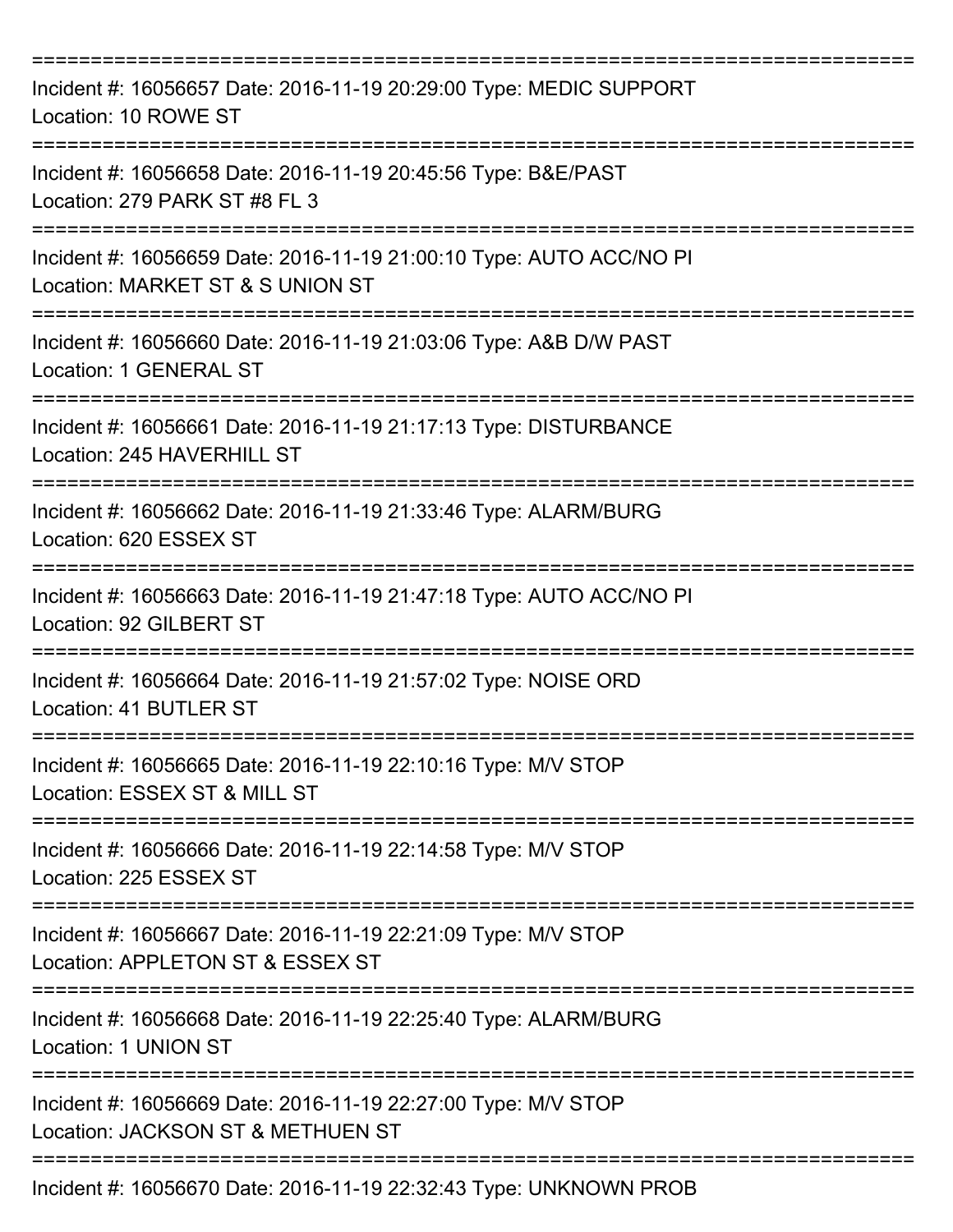===========================================================================

Incident #: 16056657 Date: 2016-11-19 20:29:00 Type: MEDIC SUPPORT
Location: 10 ROWE ST

===========================================================================

Incident #: 16056658 Date: 2016-11-19 20:45:56 Type: B&E/PAST
Location: 279 PARK ST #8 FL 3

===========================================================================

Incident #: 16056659 Date: 2016-11-19 21:00:10 Type: AUTO ACC/NO PI
Location: MARKET ST & S UNION ST

===========================================================================

Incident #: 16056660 Date: 2016-11-19 21:03:06 Type: A&B D/W PAST
Location: 1 GENERAL ST

===========================================================================

Incident #: 16056661 Date: 2016-11-19 21:17:13 Type: DISTURBANCE
Location: 245 HAVERHILL ST

===========================================================================

Incident #: 16056662 Date: 2016-11-19 21:33:46 Type: ALARM/BURG
Location: 620 ESSEX ST

===========================================================================

Incident #: 16056663 Date: 2016-11-19 21:47:18 Type: AUTO ACC/NO PI
Location: 92 GILBERT ST

===========================================================================

Incident #: 16056664 Date: 2016-11-19 21:57:02 Type: NOISE ORD
Location: 41 BUTLER ST

===========================================================================

Incident #: 16056665 Date: 2016-11-19 22:10:16 Type: M/V STOP
Location: ESSEX ST & MILL ST

===========================================================================

Incident #: 16056666 Date: 2016-11-19 22:14:58 Type: M/V STOP
Location: 225 ESSEX ST

===========================================================================

Incident #: 16056667 Date: 2016-11-19 22:21:09 Type: M/V STOP
Location: APPLETON ST & ESSEX ST

===========================================================================

Incident #: 16056668 Date: 2016-11-19 22:25:40 Type: ALARM/BURG
Location: 1 UNION ST

===========================================================================

Incident #: 16056669 Date: 2016-11-19 22:27:00 Type: M/V STOP
Location: JACKSON ST & METHUEN ST

===========================================================================

Incident #: 16056670 Date: 2016-11-19 22:32:43 Type: UNKNOWN PROB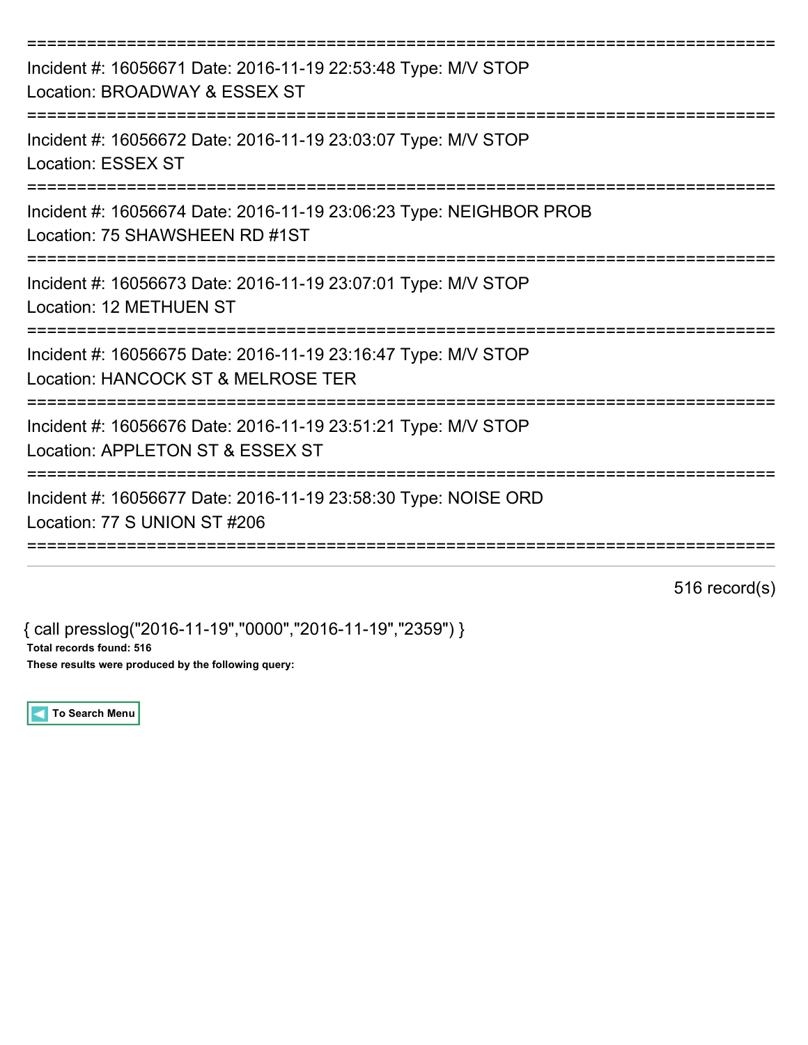Incident #: 16056671 Date: 2016-11-19 22:53:48 Type: M/V STOP
Location: BROADWAY & ESSEX ST

Incident #: 16056672 Date: 2016-11-19 23:03:07 Type: M/V STOP
Location: ESSEX ST

Incident #: 16056674 Date: 2016-11-19 23:06:23 Type: NEIGHBOR PROB
Location: 75 SHAWSHEEN RD #1ST

Incident #: 16056673 Date: 2016-11-19 23:07:01 Type: M/V STOP
Location: 12 METHUEN ST

Incident #: 16056675 Date: 2016-11-19 23:16:47 Type: M/V STOP
Location: HANCOCK ST & MELROSE TER

Incident #: 16056676 Date: 2016-11-19 23:51:21 Type: M/V STOP
Location: APPLETON ST & ESSEX ST

Incident #: 16056677 Date: 2016-11-19 23:58:30 Type: NOISE ORD
Location: 77 S UNION ST #206

516 record(s)

{ call presslog("2016-11-19","0000","2016-11-19","2359") }

**Total records found: 516**

**These results were produced by the following query:**

To Search Menu